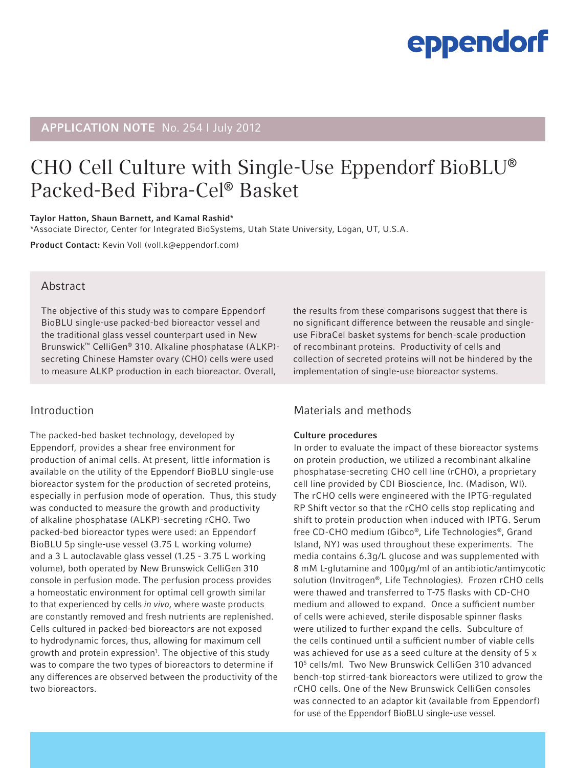APPLICATION NOTE No. 254 I July 2012

# CHO Cell Culture with Single-Use Eppendorf BioBLU® Packed-Bed Fibra-Cel® Basket

**Taylor Hatton, Shaun Barnett, and Kamal Rashid***

*Associate Director, Center for Integrated BioSystems, Utah State University, Logan, UT, U.S.A.

**Product Contact:** Kevin Voll (voll.k@eppendorf.com)

## Abstract

The objective of this study was to compare Eppendorf BioBLU single-use packed-bed bioreactor vessel and the traditional glass vessel counterpart used in New Brunswick™ CelliGen® 310. Alkaline phosphatase (ALKP)-secreting Chinese Hamster ovary (CHO) cells were used to measure ALKP production in each bioreactor. Overall, the results from these comparisons suggest that there is no significant difference between the reusable and single-use FibraCel basket systems for bench-scale production of recombinant proteins. Productivity of cells and collection of secreted proteins will not be hindered by the implementation of single-use bioreactor systems.

## Introduction

The packed-bed basket technology, developed by Eppendorf, provides a shear free environment for production of animal cells. At present, little information is available on the utility of the Eppendorf BioBLU single-use bioreactor system for the production of secreted proteins, especially in perfusion mode of operation. Thus, this study was conducted to measure the growth and productivity of alkaline phosphatase (ALKP)-secreting rCHO. Two packed-bed bioreactor types were used: an Eppendorf BioBLU 5p single-use vessel (3.75 L working volume) and a 3 L autoclavable glass vessel (1.25 - 3.75 L working volume), both operated by New Brunswick CelliGen 310 console in perfusion mode. The perfusion process provides a homeostatic environment for optimal cell growth similar to that experienced by cells *in vivo*, where waste products are constantly removed and fresh nutrients are replenished. Cells cultured in packed-bed bioreactors are not exposed to hydrodynamic forces, thus, allowing for maximum cell growth and protein expression[1]. The objective of this study was to compare the two types of bioreactors to determine if any differences are observed between the productivity of the two bioreactors.

## Materials and methods

### Culture procedures

In order to evaluate the impact of these bioreactor systems on protein production, we utilized a recombinant alkaline phosphatase-secreting CHO cell line (rCHO), a proprietary cell line provided by CDI Bioscience, Inc. (Madison, WI). The rCHO cells were engineered with the IPTG-regulated RP Shift vector so that the rCHO cells stop replicating and shift to protein production when induced with IPTG. Serum free CD-CHO medium (Gibco®, Life Technologies®, Grand Island, NY) was used throughout these experiments. The media contains 6.3g/L glucose and was supplemented with 8 mM L-glutamine and 100µg/ml of an antibiotic/antimycotic solution (Invitrogen®, Life Technologies). Frozen rCHO cells were thawed and transferred to T-75 flasks with CD-CHO medium and allowed to expand. Once a sufficient number of cells were achieved, sterile disposable spinner flasks were utilized to further expand the cells. Subculture of the cells continued until a sufficient number of viable cells was achieved for use as a seed culture at the density of 5 x $10^5$ cells/ml. Two New Brunswick CelliGen 310 advanced bench-top stirred-tank bioreactors were utilized to grow the rCHO cells. One of the New Brunswick CelliGen consoles was connected to an adaptor kit (available from Eppendorf) for use of the Eppendorf BioBLU single-use vessel.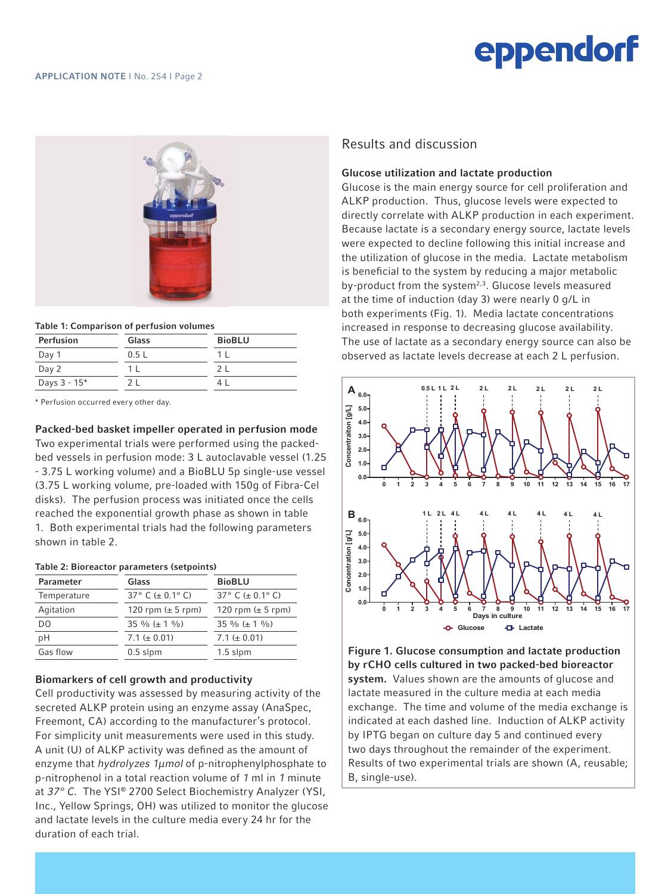Table 1: Comparison of perfusion volumes

| Perfusion | Glass | BioBLU |
|---|---|---|
| Day 1 | 0.5 L | 1 L |
| Day 2 | 1 L | 2 L |
| Days 3 - 15* | 2 L | 4 L |

* Perfusion occurred every other day.

### Packed-bed basket impeller operated in perfusion mode

Two experimental trials were performed using the packed-bed vessels in perfusion mode: 3 L autoclavable vessel (1.25 - 3.75 L working volume) and a BioBLU 5p single-use vessel (3.75 L working volume, pre-loaded with 150g of Fibra-Cel disks). The perfusion process was initiated once the cells reached the exponential growth phase as shown in table 1. Both experimental trials had the following parameters shown in table 2.

Table 2: Bioreactor parameters (setpoints)

| Parameter | Glass | BioBLU |
|---|---|---|
| Temperature | 37° C (± 0.1° C) | 37° C (± 0.1° C) |
| Agitation | 120 rpm (± 5 rpm) | 120 rpm (± 5 rpm) |
| DO | 35 % (± 1 %) | 35 % (± 1 %) |
| pH | 7.1 (± 0.01) | 7.1 (± 0.01) |
| Gas flow | 0.5 slpm | 1.5 slpm |

### Biomarkers of cell growth and productivity

Cell productivity was assessed by measuring activity of the secreted ALKP protein using an enzyme assay (AnaSpec, Freemont, CA) according to the manufacturer's protocol. For simplicity unit measurements were used in this study. A unit (U) of ALKP activity was defined as the amount of enzyme that *hydrolyzes 1µmol* of p-nitrophenylphosphate to p-nitrophenol in a total reaction volume of *1* ml in *1* minute at *37° C*. The YSI® 2700 Select Biochemistry Analyzer (YSI, Inc., Yellow Springs, OH) was utilized to monitor the glucose and lactate levels in the culture media every 24 hr for the duration of each trial.

## Results and discussion

### Glucose utilization and lactate production

Glucose is the main energy source for cell proliferation and ALKP production. Thus, glucose levels were expected to directly correlate with ALKP production in each experiment. Because lactate is a secondary energy source, lactate levels were expected to decline following this initial increase and the utilization of glucose in the media. Lactate metabolism is beneficial to the system by reducing a major metabolic by-product from the system[2,3]. Glucose levels measured at the time of induction (day 3) were nearly 0 g/L in both experiments (Fig. 1). Media lactate concentrations increased in response to decreasing glucose availability. The use of lactate as a secondary energy source can also be observed as lactate levels decrease at each 2 L perfusion.

A
0.5 L 1 L 2 L 2 L 2 L 2 L 2 L 2 L
Concentraiton [g/L]
6.0 5.0 4.0 3.0 2.0 1.0 0.0
0 1 2 3 4 5 6 7 8 9 10 11 12 13 14 15 16 17

B
1 L 2 L 4 L 4 L 4 L 4 L 4 L 4 L
Concentration [g/L]
6.0 5.0 4.0 3.0 2.0 1.0 0.0
0 1 2 3 4 5 6 7 8 9 10 11 12 13 14 15 16 17
Days in culture
Glucose Lactate

**Figure 1. Glucose consumption and lactate production by rCHO cells cultured in two packed-bed bioreactor system.** Values shown are the amounts of glucose and lactate measured in the culture media at each media exchange. The time and volume of the media exchange is indicated at each dashed line. Induction of ALKP activity by IPTG began on culture day 5 and continued every two days throughout the remainder of the experiment. Results of two experimental trials are shown (A, reusable; B, single-use).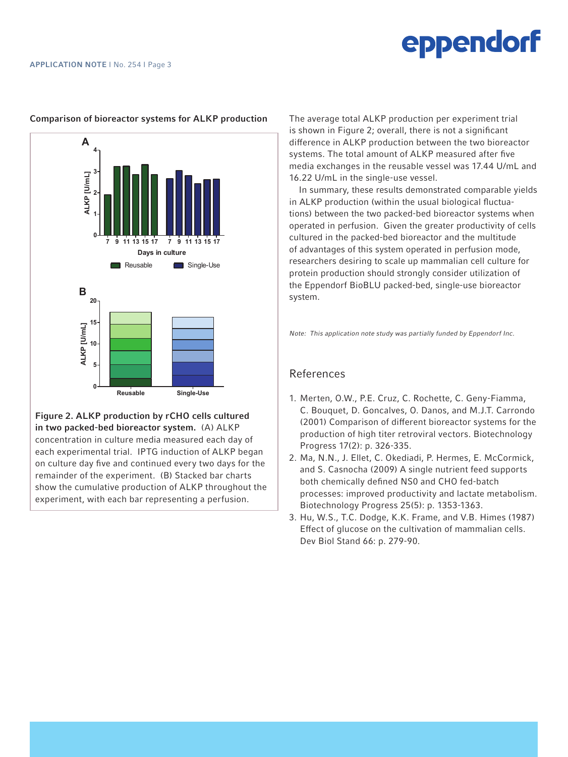**Comparison of bioreactor systems for ALKP production**

A

ALKP [U/mL]

4
3
2
1
0

7 9 11 13 15 17 7 9 11 13 15 17

Days in culture

Reusable Single-Use

B

ALKP [U/mL]

20
15
10
5
0

Reusable Single-Use

**Figure 2. ALKP production by rCHO cells cultured in two packed-bed bioreactor system.** (A) ALKP concentration in culture media measured each day of each experimental trial. IPTG induction of ALKP began on culture day five and continued every two days for the remainder of the experiment. (B) Stacked bar charts show the cumulative production of ALKP throughout the experiment, with each bar representing a perfusion.

The average total ALKP production per experiment trial is shown in Figure 2; overall, there is not a significant difference in ALKP production between the two bioreactor systems. The total amount of ALKP measured after five media exchanges in the reusable vessel was 17.44 U/mL and 16.22 U/mL in the single-use vessel.

In summary, these results demonstrated comparable yields in ALKP production (within the usual biological fluctuations) between the two packed-bed bioreactor systems when operated in perfusion. Given the greater productivity of cells cultured in the packed-bed bioreactor and the multitude of advantages of this system operated in perfusion mode, researchers desiring to scale up mammalian cell culture for protein production should strongly consider utilization of the Eppendorf BioBLU packed-bed, single-use bioreactor system.

*Note: This application note study was partially funded by Eppendorf Inc.*

## References

1. Merten, O.W., P.E. Cruz, C. Rochette, C. Geny-Fiamma, C. Bouquet, D. Goncalves, O. Danos, and M.J.T. Carrondo (2001) Comparison of different bioreactor systems for the production of high titer retroviral vectors. Biotechnology Progress 17(2): p. 326-335.
2. Ma, N.N., J. Ellet, C. Okediadi, P. Hermes, E. McCormick, and S. Casnocha (2009) A single nutrient feed supports both chemically defined NS0 and CHO fed-batch processes: improved productivity and lactate metabolism. Biotechnology Progress 25(5): p. 1353-1363.
3. Hu, W.S., T.C. Dodge, K.K. Frame, and V.B. Himes (1987) Effect of glucose on the cultivation of mammalian cells. Dev Biol Stand 66: p. 279-90.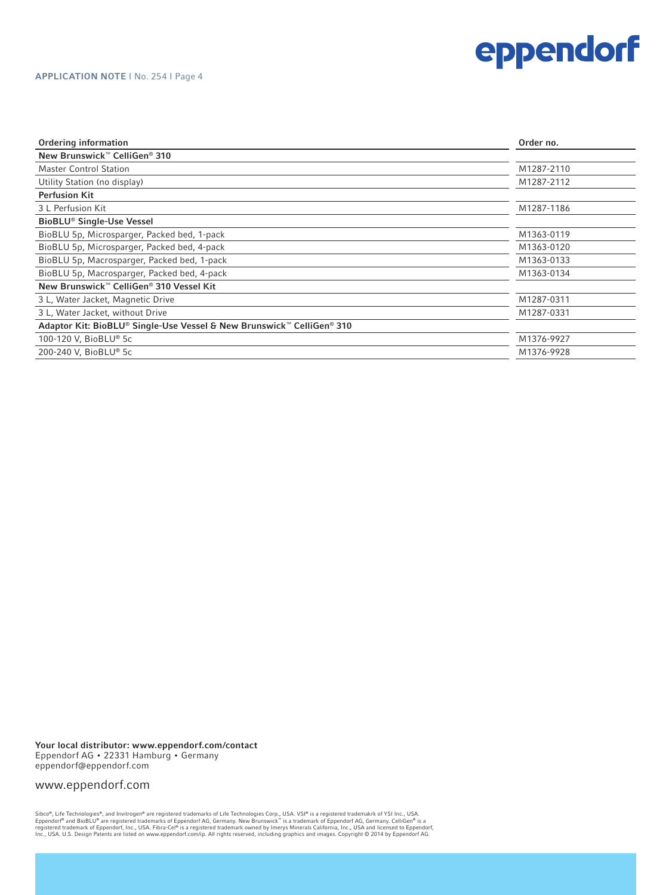| Ordering information | Order no. |
|---|---|
| **New Brunswick™ CelliGen® 310** | |
| Master Control Station | M1287-2110 |
| Utility Station (no display) | M1287-2112 |
| **Perfusion Kit** | |
| 3 L Perfusion Kit | M1287-1186 |
| **BioBLU® Single-Use Vessel** | |
| BioBLU 5p, Microsparger, Packed bed, 1-pack | M1363-0119 |
| BioBLU 5p, Microsparger, Packed bed, 4-pack | M1363-0120 |
| BioBLU 5p, Macrosparger, Packed bed, 1-pack | M1363-0133 |
| BioBLU 5p, Macrosparger, Packed bed, 4-pack | M1363-0134 |
| **New Brunswick™ CelliGen® 310 Vessel Kit** | |
| 3 L, Water Jacket, Magnetic Drive | M1287-0311 |
| 3 L, Water Jacket, without Drive | M1287-0331 |
| **Adaptor Kit: BioBLU® Single-Use Vessel & New Brunswick™ CelliGen® 310** | |
| 100-120 V, BioBLU® 5c | M1376-9927 |
| 200-240 V, BioBLU® 5c | M1376-9928 |

**Your local distributor: www.eppendorf.com/contact**
Eppendorf AG • 22331 Hamburg • Germany
eppendorf@eppendorf.com

www.eppendorf.com

Sibco®, Life Technologies®, and Invitrogen® are registered trademarks of Life Technologies Corp., USA. VSI® is a registered trademakrk of YSI Inc., USA. Eppendorf® and BioBLU® are registered trademarks of Eppendorf AG, Germany. New Brunswick™ is a trademark of Eppendorf AG, Germany. CelliGen® is a registered trademark of Eppendorf, Inc., USA. Fibra-Cel® is a registered trademark owned by Imerys Minerals California, Inc., USA and licensed to Eppendorf, Inc., USA. U.S. Design Patents are listed on www.eppendorf.com/ip. All rights reserved, including graphics and images. Copyright © 2014 by Eppendorf AG.